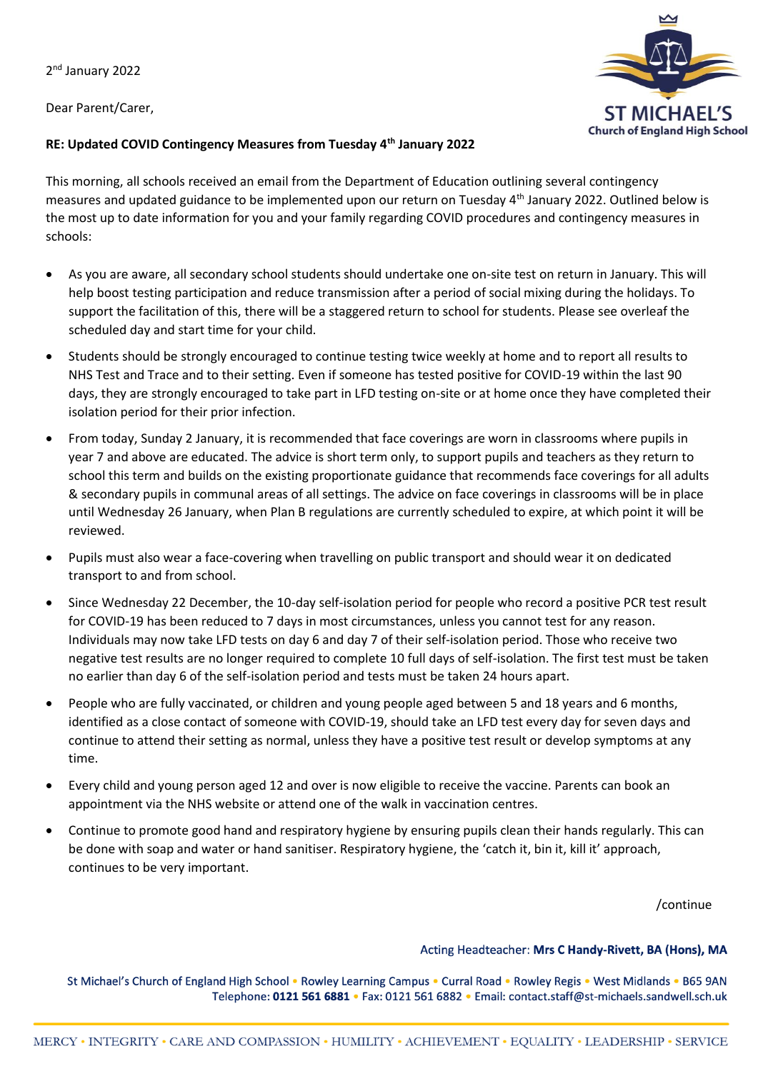2nd January 2022

Dear Parent/Carer,

**RE: Updated COVID Contingency Measures from Tuesday 4th January 2022**

This morning, all schools received an email from the Department of Education outlining several contingency measures and updated guidance to be implemented upon our return on Tuesday 4th January 2022. Outlined below is the most up to date information for you and your family regarding COVID procedures and contingency measures in schools:

- As you are aware, all secondary school students should undertake one on-site test on return in January. This will help boost testing participation and reduce transmission after a period of social mixing during the holidays. To support the facilitation of this, there will be a staggered return to school for students. Please see overleaf the scheduled day and start time for your child.
- Students should be strongly encouraged to continue testing twice weekly at home and to report all results to NHS Test and Trace and to their setting. Even if someone has tested positive for COVID-19 within the last 90 days, they are strongly encouraged to take part in LFD testing on-site or at home once they have completed their isolation period for their prior infection.
- From today, Sunday 2 January, it is recommended that face coverings are worn in classrooms where pupils in year 7 and above are educated. The advice is short term only, to support pupils and teachers as they return to school this term and builds on the existing proportionate guidance that recommends face coverings for all adults & secondary pupils in communal areas of all settings. The advice on face coverings in classrooms will be in place until Wednesday 26 January, when Plan B regulations are currently scheduled to expire, at which point it will be reviewed.
- Pupils must also wear a face-covering when travelling on public transport and should wear it on dedicated transport to and from school.
- Since Wednesday 22 December, the 10-day self-isolation period for people who record a positive PCR test result for COVID-19 has been reduced to 7 days in most circumstances, unless you cannot test for any reason. Individuals may now take LFD tests on day 6 and day 7 of their self-isolation period. Those who receive two negative test results are no longer required to complete 10 full days of self-isolation. The first test must be taken no earlier than day 6 of the self-isolation period and tests must be taken 24 hours apart.
- People who are fully vaccinated, or children and young people aged between 5 and 18 years and 6 months, identified as a close contact of someone with COVID-19, should take an LFD test every day for seven days and continue to attend their setting as normal, unless they have a positive test result or develop symptoms at any time.
- Every child and young person aged 12 and over is now eligible to receive the vaccine. Parents can book an appointment via the NHS website or attend one of the walk in vaccination centres.
- Continue to promote good hand and respiratory hygiene by ensuring pupils clean their hands regularly. This can be done with soap and water or hand sanitiser. Respiratory hygiene, the 'catch it, bin it, kill it' approach, continues to be very important.

/continue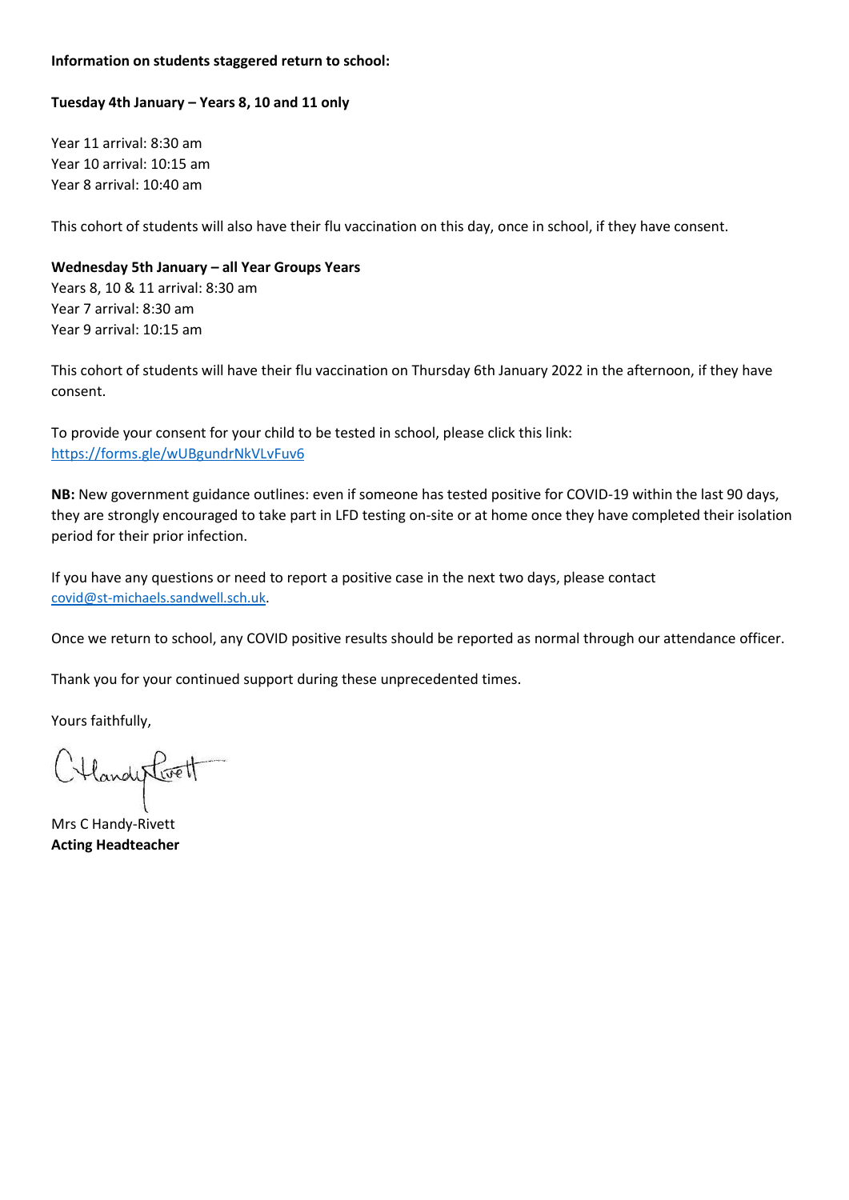**Information on students staggered return to school:**

**Tuesday 4th January – Years 8, 10 and 11 only**

Year 11 arrival: 8:30 am
Year 10 arrival: 10:15 am
Year 8 arrival: 10:40 am

This cohort of students will also have their flu vaccination on this day, once in school, if they have consent.

**Wednesday 5th January – all Year Groups Years**
Years 8, 10 & 11 arrival: 8:30 am
Year 7 arrival: 8:30 am
Year 9 arrival: 10:15 am

This cohort of students will have their flu vaccination on Thursday 6th January 2022 in the afternoon, if they have consent.

To provide your consent for your child to be tested in school, please click this link:
https://forms.gle/wUBgundrNkVLvFuv6

**NB:** New government guidance outlines: even if someone has tested positive for COVID-19 within the last 90 days, they are strongly encouraged to take part in LFD testing on-site or at home once they have completed their isolation period for their prior infection.

If you have any questions or need to report a positive case in the next two days, please contact covid@st-michaels.sandwell.sch.uk.

Once we return to school, any COVID positive results should be reported as normal through our attendance officer.

Thank you for your continued support during these unprecedented times.

Yours faithfully,

Mrs C Handy-Rivett
**Acting Headteacher**